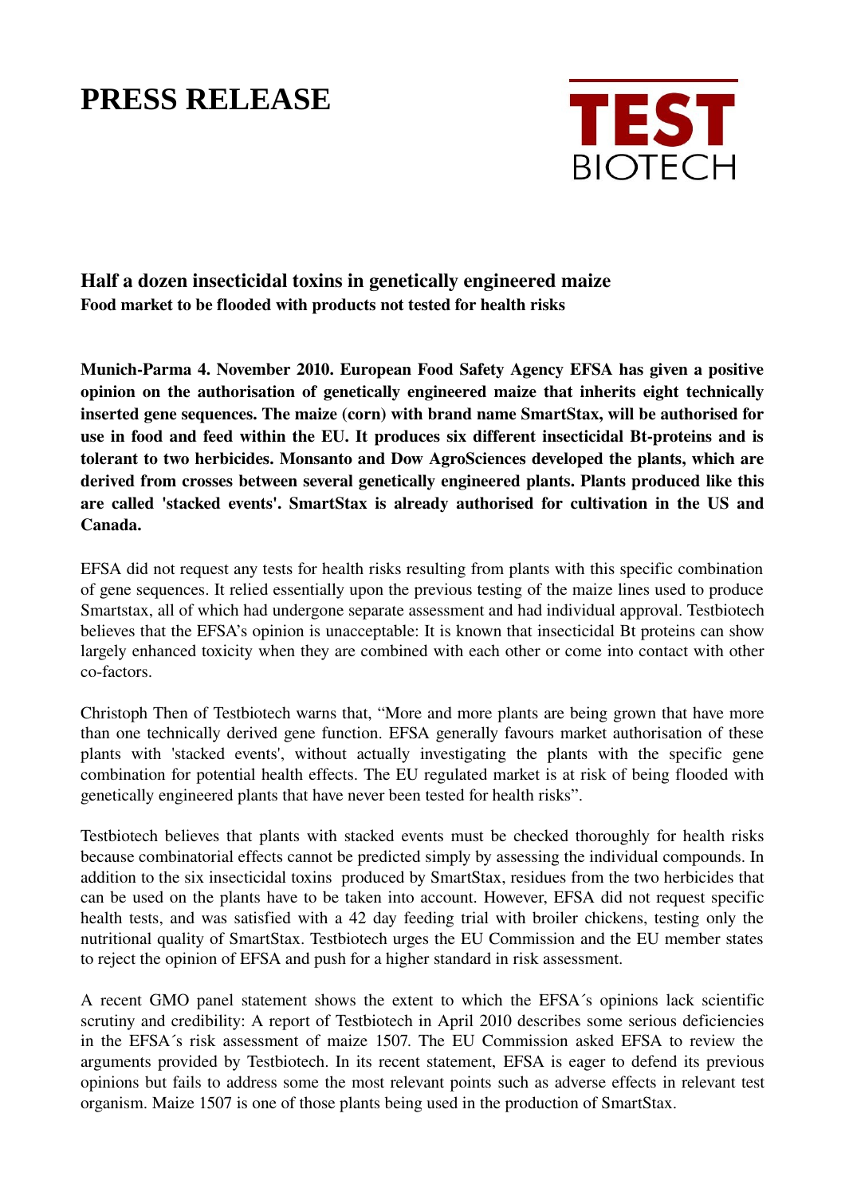# PRESS RELEASE

TEST
BIOTECH

## Half a dozen insecticidal toxins in genetically engineered maize

**Food market to be flooded with products not tested for health risks**

**Munich-Parma 4. November 2010. European Food Safety Agency EFSA has given a positive opinion on the authorisation of genetically engineered maize that inherits eight technically inserted gene sequences. The maize (corn) with brand name SmartStax, will be authorised for use in food and feed within the EU. It produces six different insecticidal Bt-proteins and is tolerant to two herbicides. Monsanto and Dow AgroSciences developed the plants, which are derived from crosses between several genetically engineered plants. Plants produced like this are called 'stacked events'. SmartStax is already authorised for cultivation in the US and Canada.**

EFSA did not request any tests for health risks resulting from plants with this specific combination of gene sequences. It relied essentially upon the previous testing of the maize lines used to produce Smartstax, all of which had undergone separate assessment and had individual approval. Testbiotech believes that the EFSA's opinion is unacceptable: It is known that insecticidal Bt proteins can show largely enhanced toxicity when they are combined with each other or come into contact with other co-factors.

Christoph Then of Testbiotech warns that, "More and more plants are being grown that have more than one technically derived gene function. EFSA generally favours market authorisation of these plants with 'stacked events', without actually investigating the plants with the specific gene combination for potential health effects. The EU regulated market is at risk of being flooded with genetically engineered plants that have never been tested for health risks".

Testbiotech believes that plants with stacked events must be checked thoroughly for health risks because combinatorial effects cannot be predicted simply by assessing the individual compounds. In addition to the six insecticidal toxins produced by SmartStax, residues from the two herbicides that can be used on the plants have to be taken into account. However, EFSA did not request specific health tests, and was satisfied with a 42 day feeding trial with broiler chickens, testing only the nutritional quality of SmartStax. Testbiotech urges the EU Commission and the EU member states to reject the opinion of EFSA and push for a higher standard in risk assessment.

A recent GMO panel statement shows the extent to which the EFSA´s opinions lack scientific scrutiny and credibility: A report of Testbiotech in April 2010 describes some serious deficiencies in the EFSA´s risk assessment of maize 1507. The EU Commission asked EFSA to review the arguments provided by Testbiotech. In its recent statement, EFSA is eager to defend its previous opinions but fails to address some the most relevant points such as adverse effects in relevant test organism. Maize 1507 is one of those plants being used in the production of SmartStax.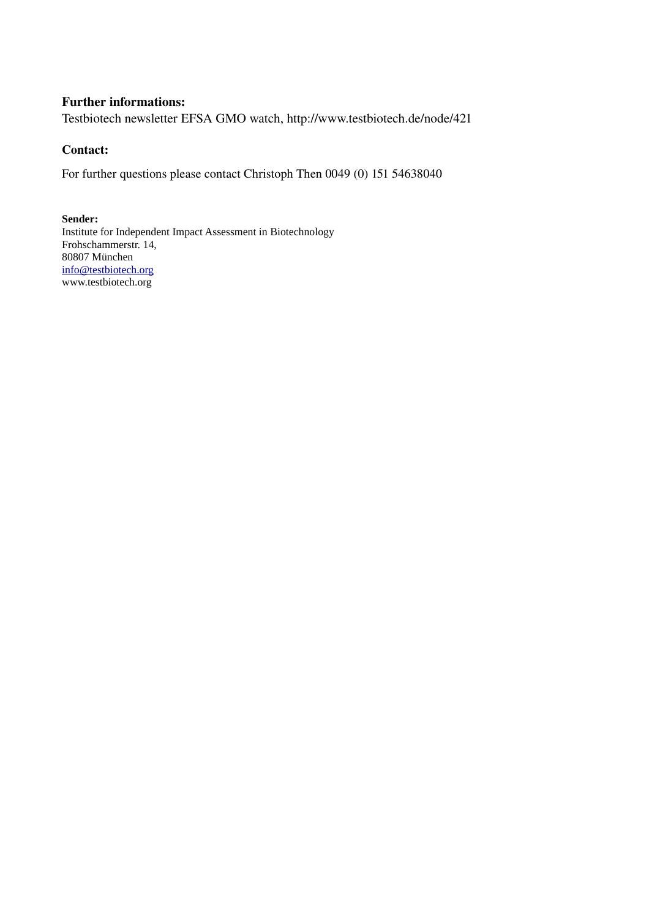**Further informations:**
Testbiotech newsletter EFSA GMO watch, http://www.testbiotech.de/node/421

**Contact:**

For further questions please contact Christoph Then 0049 (0) 151 54638040

**Sender:**
Institute for Independent Impact Assessment in Biotechnology
Frohschammerstr. 14,
80807 München
info@testbiotech.org
www.testbiotech.org